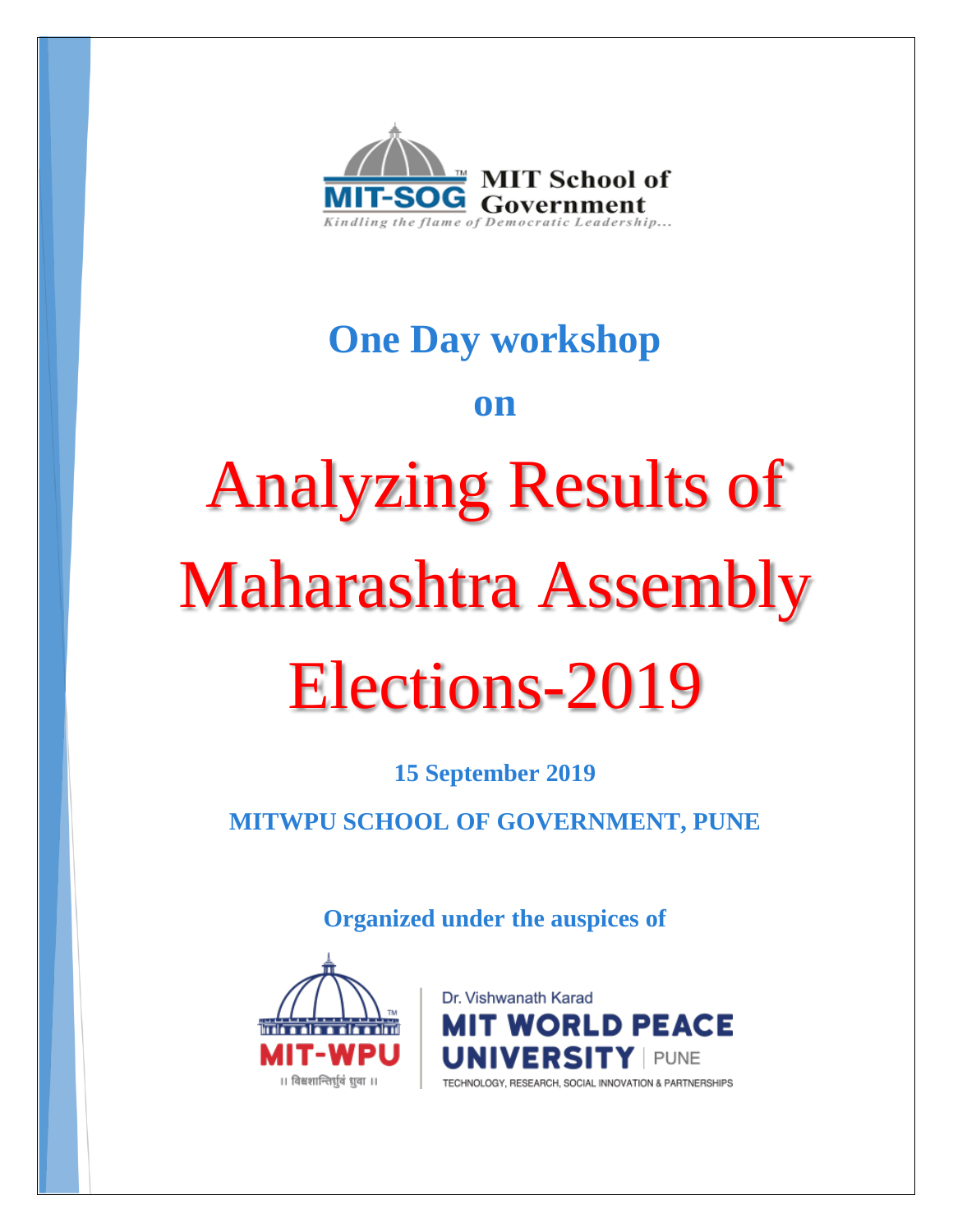MIT-SOG MIT School of Government

*Kindling the flame of Democratic Leadership...*

## One Day workshop

## on

# Analyzing Results of Maharashtra Assembly Elections-2019

**15 September 2019**

**MITWPU SCHOOL OF GOVERNMENT, PUNE**

**Organized under the auspices of**

MIT-WPU

॥ विश्वशान्तिर्ध्रुवं ध्रुवा ॥

Dr. Vishwanath Karad

MIT WORLD PEACE UNIVERSITY | PUNE

TECHNOLOGY, RESEARCH, SOCIAL INNOVATION & PARTNERSHIPS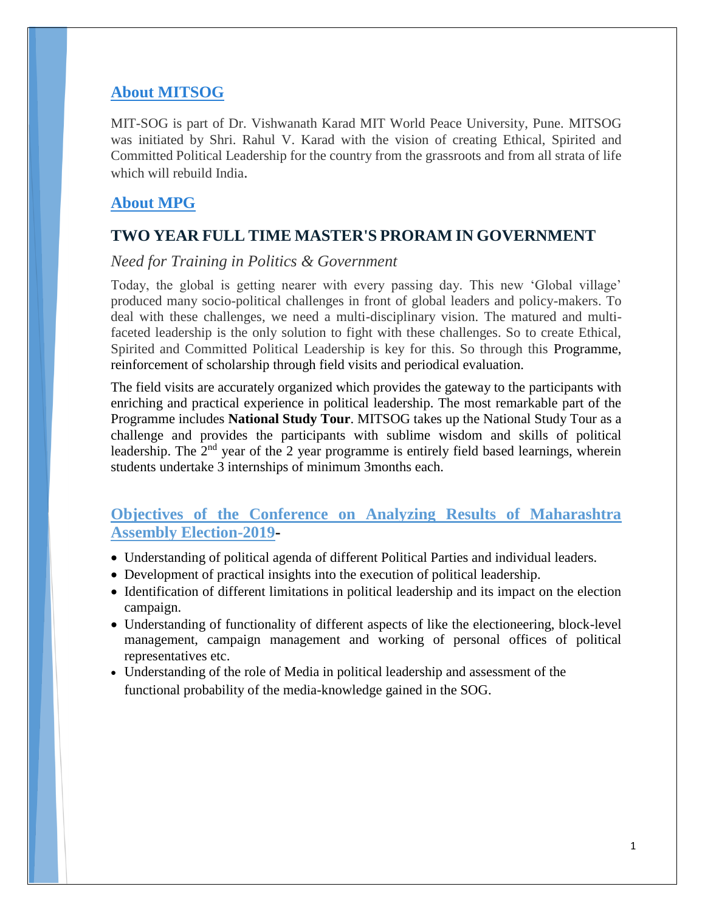## About MITSOG

MIT-SOG is part of Dr. Vishwanath Karad MIT World Peace University, Pune. MITSOG was initiated by Shri. Rahul V. Karad with the vision of creating Ethical, Spirited and Committed Political Leadership for the country from the grassroots and from all strata of life which will rebuild India.

## About MPG

## TWO YEAR FULL TIME MASTER'S PRORAM IN GOVERNMENT

*Need for Training in Politics & Government*

Today, the global is getting nearer with every passing day. This new 'Global village' produced many socio-political challenges in front of global leaders and policy-makers. To deal with these challenges, we need a multi-disciplinary vision. The matured and multi-faceted leadership is the only solution to fight with these challenges. So to create Ethical, Spirited and Committed Political Leadership is key for this. So through this Programme, reinforcement of scholarship through field visits and periodical evaluation.

The field visits are accurately organized which provides the gateway to the participants with enriching and practical experience in political leadership. The most remarkable part of the Programme includes **National Study Tour**. MITSOG takes up the National Study Tour as a challenge and provides the participants with sublime wisdom and skills of political leadership. The 2nd year of the 2 year programme is entirely field based learnings, wherein students undertake 3 internships of minimum 3months each.

## Objectives of the Conference on Analyzing Results of Maharashtra Assembly Election-2019-

- Understanding of political agenda of different Political Parties and individual leaders.
- Development of practical insights into the execution of political leadership.
- Identification of different limitations in political leadership and its impact on the election campaign.
- Understanding of functionality of different aspects of like the electioneering, block-level management, campaign management and working of personal offices of political representatives etc.
- Understanding of the role of Media in political leadership and assessment of the functional probability of the media-knowledge gained in the SOG.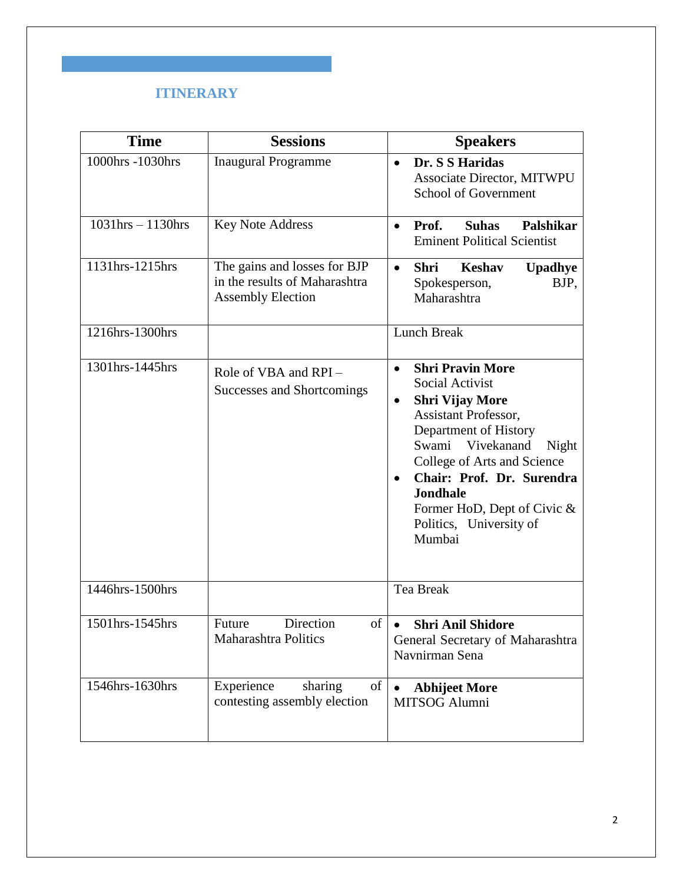## ITINERARY

| Time | Sessions | Speakers |
|---|---|---|
| 1000hrs -1030hrs | Inaugural Programme | • **Dr. S S Haridas** Associate Director, MITWPU School of Government |
| 1031hrs – 1130hrs | Key Note Address | • **Prof. Suhas Palshikar** Eminent Political Scientist |
| 1131hrs-1215hrs | The gains and losses for BJP in the results of Maharashtra Assembly Election | • **Shri Keshav Upadhye** Spokesperson, BJP, Maharashtra |
| 1216hrs-1300hrs | | Lunch Break |
| 1301hrs-1445hrs | Role of VBA and RPI – Successes and Shortcomings | • **Shri Pravin More** Social Activist<br>• **Shri Vijay More** Assistant Professor, Department of History Swami Vivekanand Night College of Arts and Science<br>• **Chair: Prof. Dr. Surendra Jondhale** Former HoD, Dept of Civic & Politics, University of Mumbai |
| 1446hrs-1500hrs | | Tea Break |
| 1501hrs-1545hrs | Future Direction of Maharashtra Politics | • **Shri Anil Shidore** General Secretary of Maharashtra Navnirman Sena |
| 1546hrs-1630hrs | Experience sharing of contesting assembly election | • **Abhijeet More** MITSOG Alumni |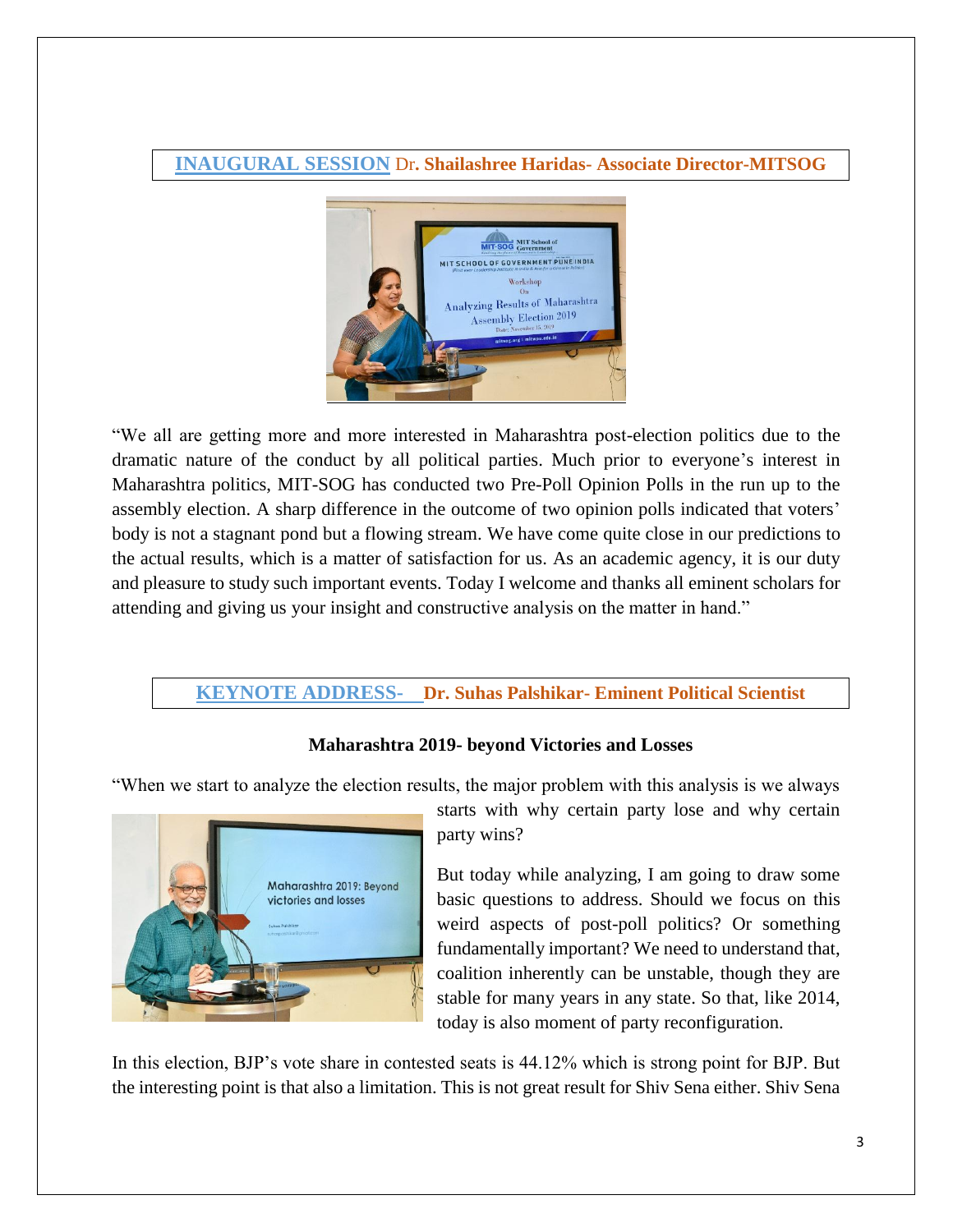**INAUGURAL SESSION** **Dr. Shailashree Haridas- Associate Director-MITSOG**

"We all are getting more and more interested in Maharashtra post-election politics due to the dramatic nature of the conduct by all political parties. Much prior to everyone's interest in Maharashtra politics, MIT-SOG has conducted two Pre-Poll Opinion Polls in the run up to the assembly election. A sharp difference in the outcome of two opinion polls indicated that voters' body is not a stagnant pond but a flowing stream. We have come quite close in our predictions to the actual results, which is a matter of satisfaction for us. As an academic agency, it is our duty and pleasure to study such important events. Today I welcome and thanks all eminent scholars for attending and giving us your insight and constructive analysis on the matter in hand."

**KEYNOTE ADDRESS-** **Dr. Suhas Palshikar- Eminent Political Scientist**

**Maharashtra 2019- beyond Victories and Losses**

"When we start to analyze the election results, the major problem with this analysis is we always starts with why certain party lose and why certain party wins?

But today while analyzing, I am going to draw some basic questions to address. Should we focus on this weird aspects of post-poll politics? Or something fundamentally important? We need to understand that, coalition inherently can be unstable, though they are stable for many years in any state. So that, like 2014, today is also moment of party reconfiguration.

In this election, BJP's vote share in contested seats is 44.12% which is strong point for BJP. But the interesting point is that also a limitation. This is not great result for Shiv Sena either. Shiv Sena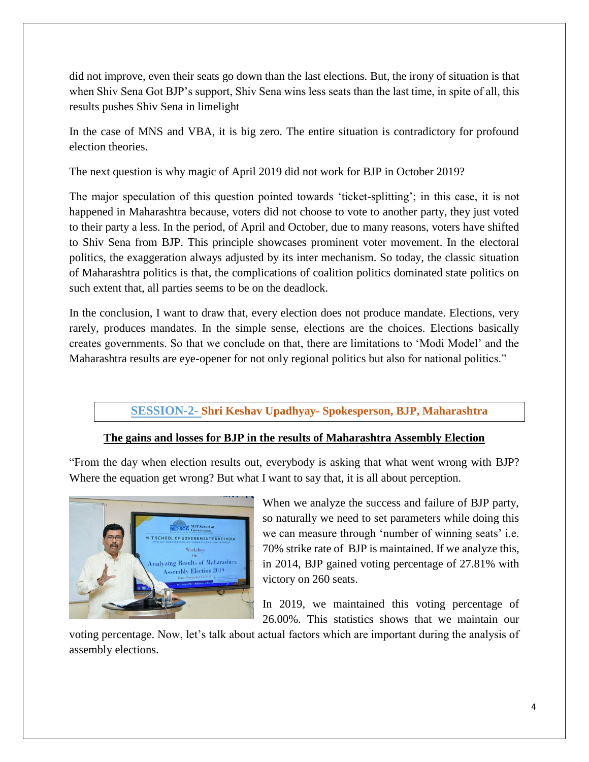did not improve, even their seats go down than the last elections. But, the irony of situation is that when Shiv Sena Got BJP's support, Shiv Sena wins less seats than the last time, in spite of all, this results pushes Shiv Sena in limelight

In the case of MNS and VBA, it is big zero. The entire situation is contradictory for profound election theories.

The next question is why magic of April 2019 did not work for BJP in October 2019?

The major speculation of this question pointed towards 'ticket-splitting'; in this case, it is not happened in Maharashtra because, voters did not choose to vote to another party, they just voted to their party a less. In the period, of April and October, due to many reasons, voters have shifted to Shiv Sena from BJP. This principle showcases prominent voter movement. In the electoral politics, the exaggeration always adjusted by its inter mechanism. So today, the classic situation of Maharashtra politics is that, the complications of coalition politics dominated state politics on such extent that, all parties seems to be on the deadlock.

In the conclusion, I want to draw that, every election does not produce mandate. Elections, very rarely, produces mandates. In the simple sense, elections are the choices. Elections basically creates governments. So that we conclude on that, there are limitations to 'Modi Model' and the Maharashtra results are eye-opener for not only regional politics but also for national politics."

## SESSION-2- Shri Keshav Upadhyay- Spokesperson, BJP, Maharashtra

**The gains and losses for BJP in the results of Maharashtra Assembly Election**

"From the day when election results out, everybody is asking that what went wrong with BJP? Where the equation get wrong? But what I want to say that, it is all about perception.

When we analyze the success and failure of BJP party, so naturally we need to set parameters while doing this we can measure through 'number of winning seats' i.e. 70% strike rate of BJP is maintained. If we analyze this, in 2014, BJP gained voting percentage of 27.81% with victory on 260 seats.

In 2019, we maintained this voting percentage of 26.00%. This statistics shows that we maintain our voting percentage. Now, let's talk about actual factors which are important during the analysis of assembly elections.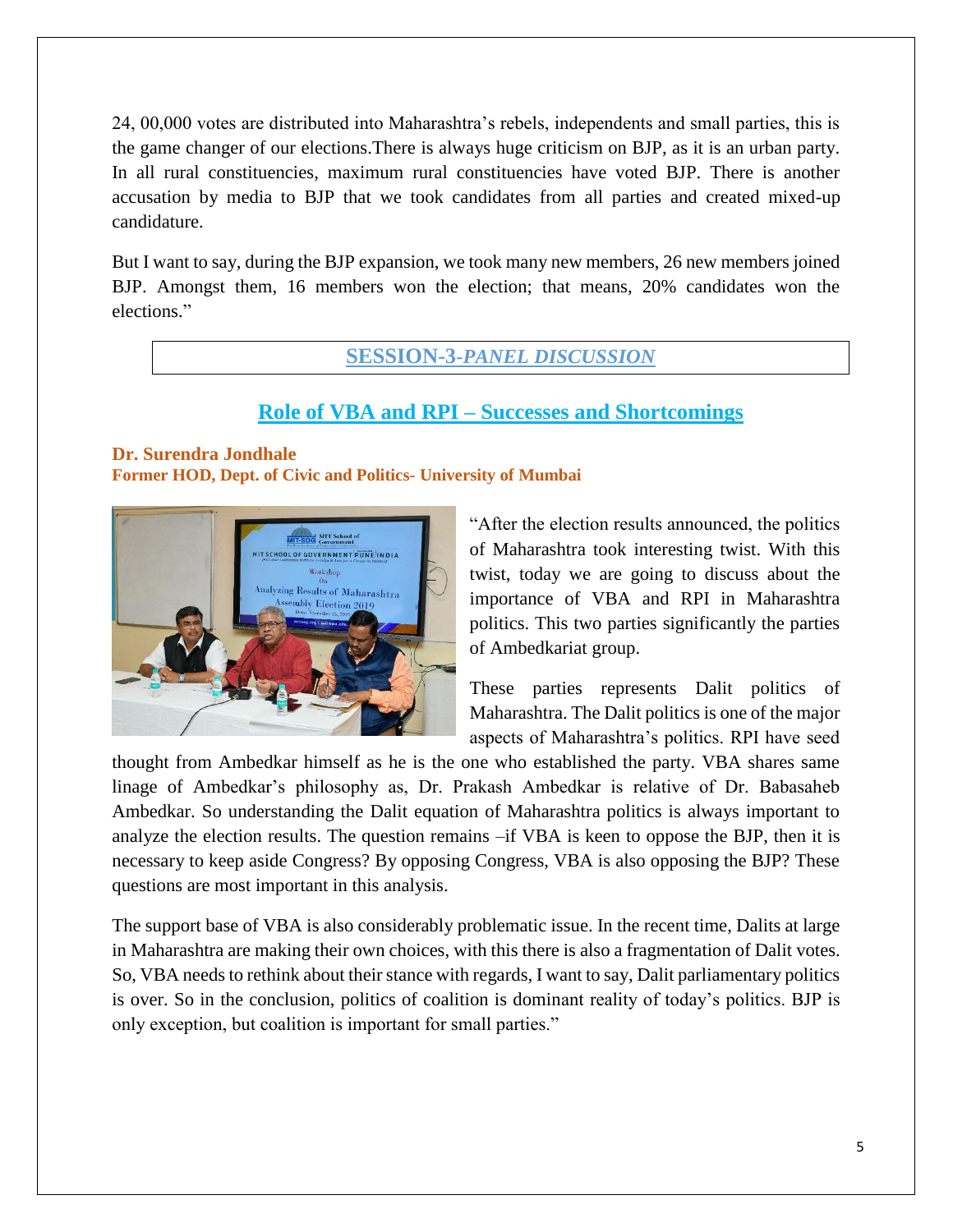24, 00,000 votes are distributed into Maharashtra's rebels, independents and small parties, this is the game changer of our elections.There is always huge criticism on BJP, as it is an urban party. In all rural constituencies, maximum rural constituencies have voted BJP. There is another accusation by media to BJP that we took candidates from all parties and created mixed-up candidature.

But I want to say, during the BJP expansion, we took many new members, 26 new members joined BJP. Amongst them, 16 members won the election; that means, 20% candidates won the elections."

## SESSION-3-*PANEL DISCUSSION*

## Role of VBA and RPI – Successes and Shortcomings

**Dr. Surendra Jondhale**
**Former HOD, Dept. of Civic and Politics- University of Mumbai**

"After the election results announced, the politics of Maharashtra took interesting twist. With this twist, today we are going to discuss about the importance of VBA and RPI in Maharashtra politics. This two parties significantly the parties of Ambedkariat group.

These parties represents Dalit politics of Maharashtra. The Dalit politics is one of the major aspects of Maharashtra's politics. RPI have seed thought from Ambedkar himself as he is the one who established the party. VBA shares same linage of Ambedkar's philosophy as, Dr. Prakash Ambedkar is relative of Dr. Babasaheb Ambedkar. So understanding the Dalit equation of Maharashtra politics is always important to analyze the election results. The question remains –if VBA is keen to oppose the BJP, then it is necessary to keep aside Congress? By opposing Congress, VBA is also opposing the BJP? These questions are most important in this analysis.

The support base of VBA is also considerably problematic issue. In the recent time, Dalits at large in Maharashtra are making their own choices, with this there is also a fragmentation of Dalit votes. So, VBA needs to rethink about their stance with regards, I want to say, Dalit parliamentary politics is over. So in the conclusion, politics of coalition is dominant reality of today's politics. BJP is only exception, but coalition is important for small parties."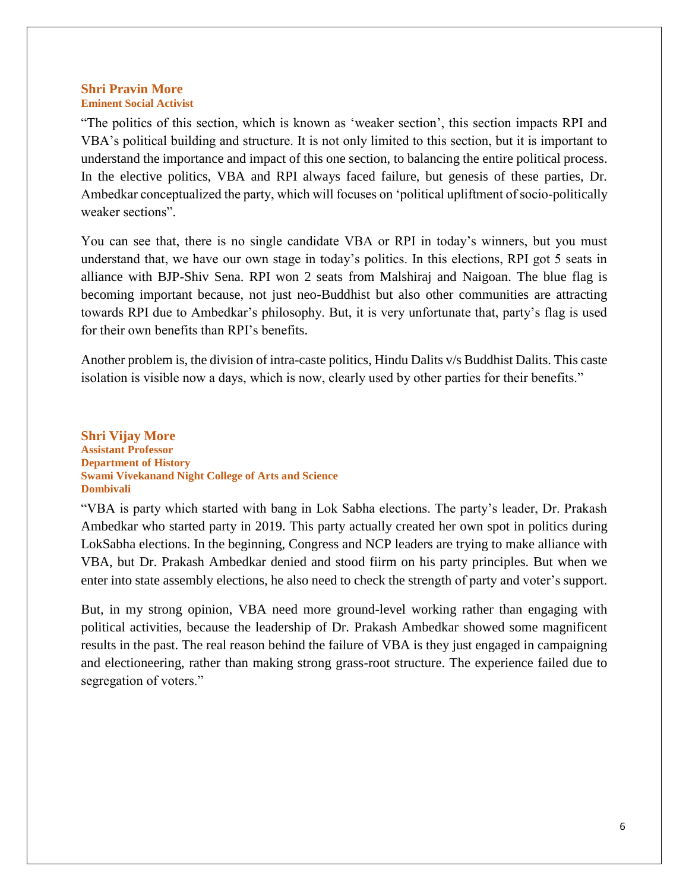### Shri Pravin More
**Eminent Social Activist**

"The politics of this section, which is known as 'weaker section', this section impacts RPI and VBA's political building and structure. It is not only limited to this section, but it is important to understand the importance and impact of this one section, to balancing the entire political process. In the elective politics, VBA and RPI always faced failure, but genesis of these parties, Dr. Ambedkar conceptualized the party, which will focuses on 'political upliftment of socio-politically weaker sections".

You can see that, there is no single candidate VBA or RPI in today's winners, but you must understand that, we have our own stage in today's politics. In this elections, RPI got 5 seats in alliance with BJP-Shiv Sena. RPI won 2 seats from Malshiraj and Naigoan. The blue flag is becoming important because, not just neo-Buddhist but also other communities are attracting towards RPI due to Ambedkar's philosophy. But, it is very unfortunate that, party's flag is used for their own benefits than RPI's benefits.

Another problem is, the division of intra-caste politics, Hindu Dalits v/s Buddhist Dalits. This caste isolation is visible now a days, which is now, clearly used by other parties for their benefits."

### Shri Vijay More
**Assistant Professor**
**Department of History**
**Swami Vivekanand Night College of Arts and Science**
**Dombivali**

"VBA is party which started with bang in Lok Sabha elections. The party's leader, Dr. Prakash Ambedkar who started party in 2019. This party actually created her own spot in politics during LokSabha elections. In the beginning, Congress and NCP leaders are trying to make alliance with VBA, but Dr. Prakash Ambedkar denied and stood fiirm on his party principles. But when we enter into state assembly elections, he also need to check the strength of party and voter's support.

But, in my strong opinion, VBA need more ground-level working rather than engaging with political activities, because the leadership of Dr. Prakash Ambedkar showed some magnificent results in the past. The real reason behind the failure of VBA is they just engaged in campaigning and electioneering, rather than making strong grass-root structure. The experience failed due to segregation of voters."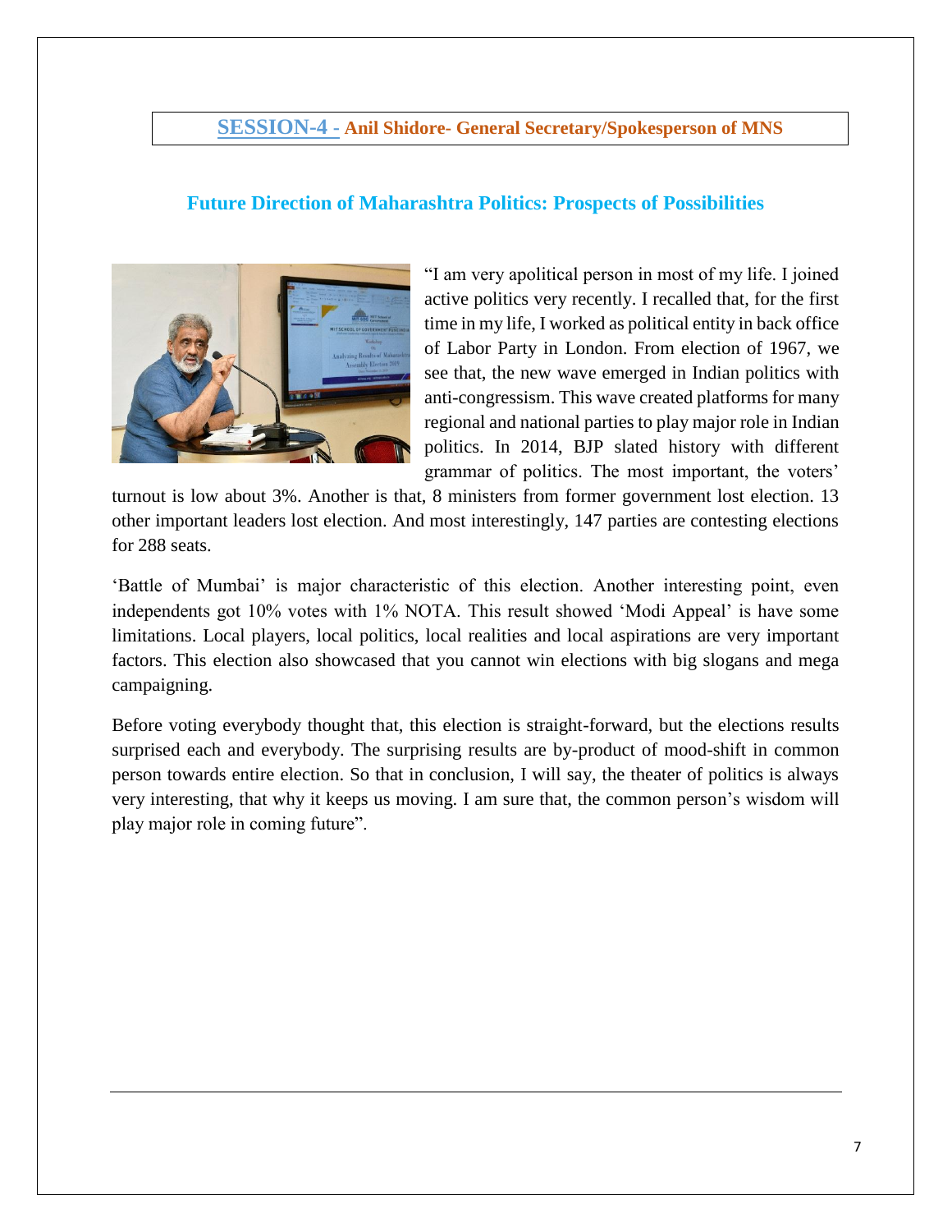## SESSION-4 - Anil Shidore- General Secretary/Spokesperson of MNS

### Future Direction of Maharashtra Politics: Prospects of Possibilities

"I am very apolitical person in most of my life. I joined active politics very recently. I recalled that, for the first time in my life, I worked as political entity in back office of Labor Party in London. From election of 1967, we see that, the new wave emerged in Indian politics with anti-congressism. This wave created platforms for many regional and national parties to play major role in Indian politics. In 2014, BJP slated history with different grammar of politics. The most important, the voters' turnout is low about 3%. Another is that, 8 ministers from former government lost election. 13 other important leaders lost election. And most interestingly, 147 parties are contesting elections for 288 seats.

'Battle of Mumbai' is major characteristic of this election. Another interesting point, even independents got 10% votes with 1% NOTA. This result showed 'Modi Appeal' is have some limitations. Local players, local politics, local realities and local aspirations are very important factors. This election also showcased that you cannot win elections with big slogans and mega campaigning.

Before voting everybody thought that, this election is straight-forward, but the elections results surprised each and everybody. The surprising results are by-product of mood-shift in common person towards entire election. So that in conclusion, I will say, the theater of politics is always very interesting, that why it keeps us moving. I am sure that, the common person's wisdom will play major role in coming future".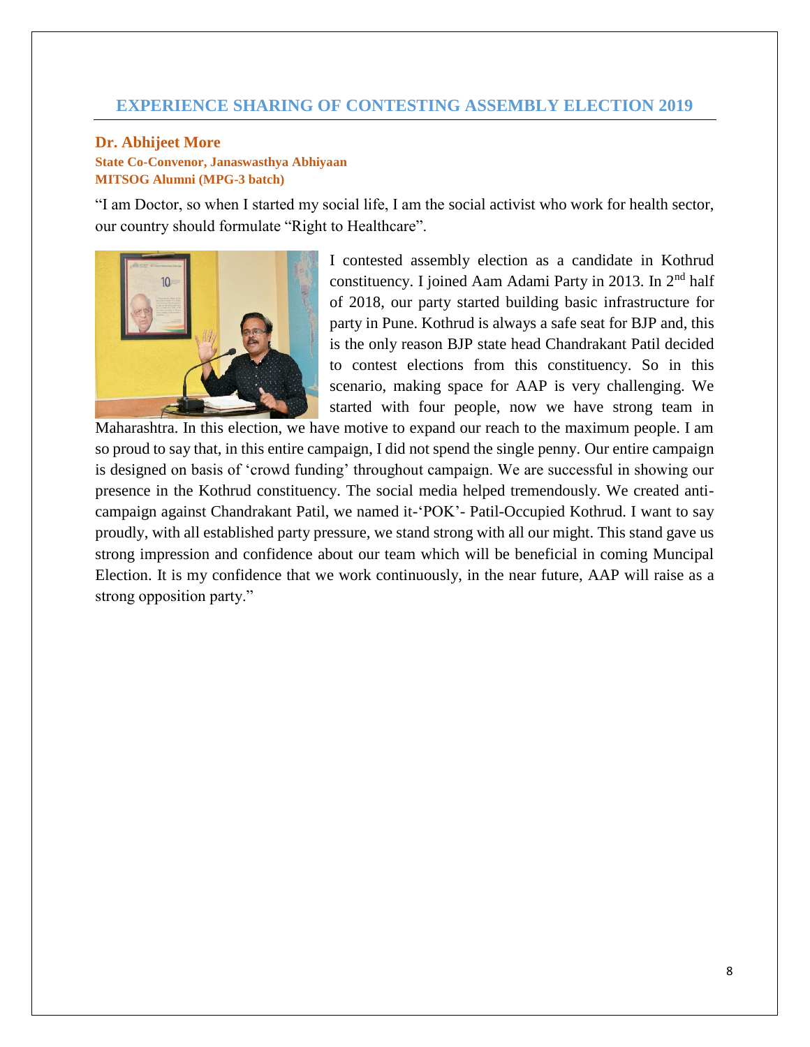## EXPERIENCE SHARING OF CONTESTING ASSEMBLY ELECTION 2019

### Dr. Abhijeet More

**State Co-Convenor, Janaswasthya Abhiyaan**
**MITSOG Alumni (MPG-3 batch)**

"I am Doctor, so when I started my social life, I am the social activist who work for health sector, our country should formulate "Right to Healthcare".

I contested assembly election as a candidate in Kothrud constituency. I joined Aam Adami Party in 2013. In 2nd half of 2018, our party started building basic infrastructure for party in Pune. Kothrud is always a safe seat for BJP and, this is the only reason BJP state head Chandrakant Patil decided to contest elections from this constituency. So in this scenario, making space for AAP is very challenging. We started with four people, now we have strong team in Maharashtra. In this election, we have motive to expand our reach to the maximum people. I am so proud to say that, in this entire campaign, I did not spend the single penny. Our entire campaign is designed on basis of 'crowd funding' throughout campaign. We are successful in showing our presence in the Kothrud constituency. The social media helped tremendously. We created anti-campaign against Chandrakant Patil, we named it-'POK'- Patil-Occupied Kothrud. I want to say proudly, with all established party pressure, we stand strong with all our might. This stand gave us strong impression and confidence about our team which will be beneficial in coming Muncipal Election. It is my confidence that we work continuously, in the near future, AAP will raise as a strong opposition party."